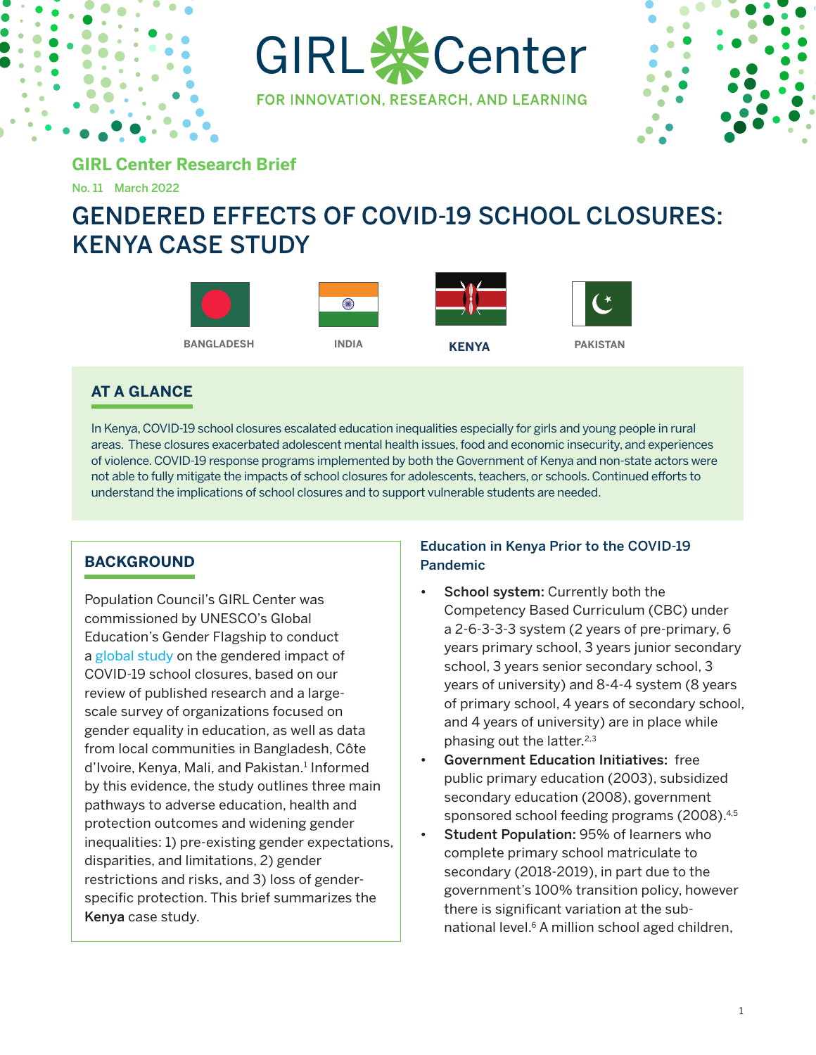GIRL Center

FOR INNOVATION, RESEARCH, AND LEARNING

**GIRL Center Research Brief**

No. 11 March 2022

# GENDERED EFFECTS OF COVID-19 SCHOOL CLOSURES: KENYA CASE STUDY

BANGLADESH INDIA **KENYA** PAKISTAN

## AT A GLANCE

In Kenya, COVID-19 school closures escalated education inequalities especially for girls and young people in rural areas. These closures exacerbated adolescent mental health issues, food and economic insecurity, and experiences of violence. COVID-19 response programs implemented by both the Government of Kenya and non-state actors were not able to fully mitigate the impacts of school closures for adolescents, teachers, or schools. Continued efforts to understand the implications of school closures and to support vulnerable students are needed.

## BACKGROUND

Population Council's GIRL Center was commissioned by UNESCO's Global Education's Gender Flagship to conduct a global study on the gendered impact of COVID-19 school closures, based on our review of published research and a large-scale survey of organizations focused on gender equality in education, as well as data from local communities in Bangladesh, Côte d'Ivoire, Kenya, Mali, and Pakistan.[1] Informed by this evidence, the study outlines three main pathways to adverse education, health and protection outcomes and widening gender inequalities: 1) pre-existing gender expectations, disparities, and limitations, 2) gender restrictions and risks, and 3) loss of gender-specific protection. This brief summarizes the **Kenya** case study.

### Education in Kenya Prior to the COVID-19 Pandemic

- **School system:** Currently both the Competency Based Curriculum (CBC) under a 2-6-3-3-3 system (2 years of pre-primary, 6 years primary school, 3 years junior secondary school, 3 years senior secondary school, 3 years of university) and 8-4-4 system (8 years of primary school, 4 years of secondary school, and 4 years of university) are in place while phasing out the latter.[2,3]
- **Government Education Initiatives:** free public primary education (2003), subsidized secondary education (2008), government sponsored school feeding programs (2008).[4,5]
- **Student Population:** 95% of learners who complete primary school matriculate to secondary (2018-2019), in part due to the government's 100% transition policy, however there is significant variation at the sub-national level.[6] A million school aged children,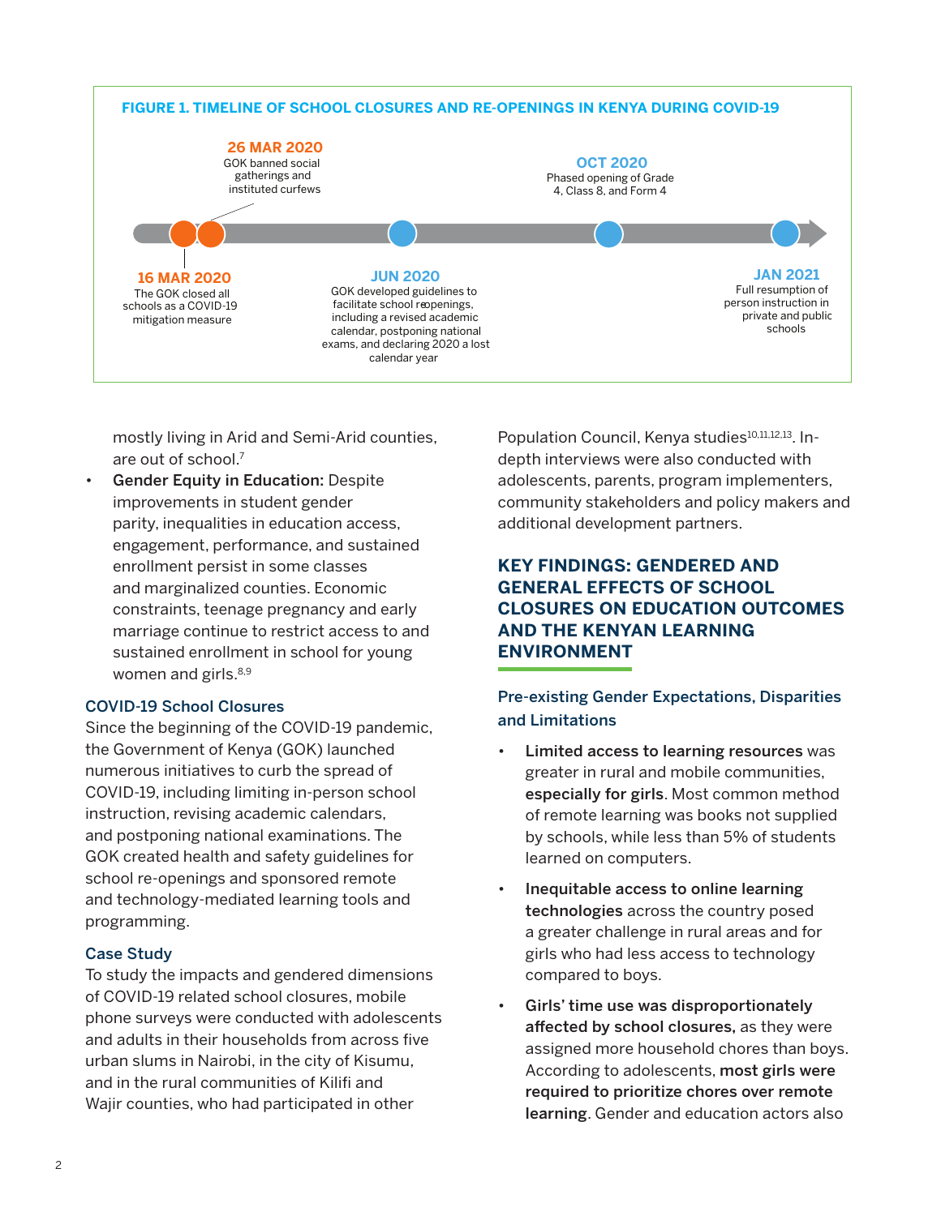**FIGURE 1. TIMELINE OF SCHOOL CLOSURES AND RE-OPENINGS IN KENYA DURING COVID-19**

- **16 MAR 2020** – The GOK closed all schools as a COVID-19 mitigation measure
- **26 MAR 2020** – GOK banned social gatherings and instituted curfews
- **JUN 2020** – GOK developed guidelines to facilitate school reopenings, including a revised academic calendar, postponing national exams, and declaring 2020 a lost calendar year
- **OCT 2020** – Phased opening of Grade 4, Class 8, and Form 4
- **JAN 2021** – Full resumption of person instruction in private and public schools

mostly living in Arid and Semi-Arid counties, are out of school.[7]

- **Gender Equity in Education:** Despite improvements in student gender parity, inequalities in education access, engagement, performance, and sustained enrollment persist in some classes and marginalized counties. Economic constraints, teenage pregnancy and early marriage continue to restrict access to and sustained enrollment in school for young women and girls.[8,9]

### COVID-19 School Closures

Since the beginning of the COVID-19 pandemic, the Government of Kenya (GOK) launched numerous initiatives to curb the spread of COVID-19, including limiting in-person school instruction, revising academic calendars, and postponing national examinations. The GOK created health and safety guidelines for school re-openings and sponsored remote and technology-mediated learning tools and programming.

### Case Study

To study the impacts and gendered dimensions of COVID-19 related school closures, mobile phone surveys were conducted with adolescents and adults in their households from across five urban slums in Nairobi, in the city of Kisumu, and in the rural communities of Kilifi and Wajir counties, who had participated in other Population Council, Kenya studies[10,11,12,13]. In-depth interviews were also conducted with adolescents, parents, program implementers, community stakeholders and policy makers and additional development partners.

## KEY FINDINGS: GENDERED AND GENERAL EFFECTS OF SCHOOL CLOSURES ON EDUCATION OUTCOMES AND THE KENYAN LEARNING ENVIRONMENT

### Pre-existing Gender Expectations, Disparities and Limitations

- **Limited access to learning resources** was greater in rural and mobile communities, **especially for girls**. Most common method of remote learning was books not supplied by schools, while less than 5% of students learned on computers.
- **Inequitable access to online learning technologies** across the country posed a greater challenge in rural areas and for girls who had less access to technology compared to boys.
- **Girls' time use was disproportionately affected by school closures,** as they were assigned more household chores than boys. According to adolescents, **most girls were required to prioritize chores over remote learning**. Gender and education actors also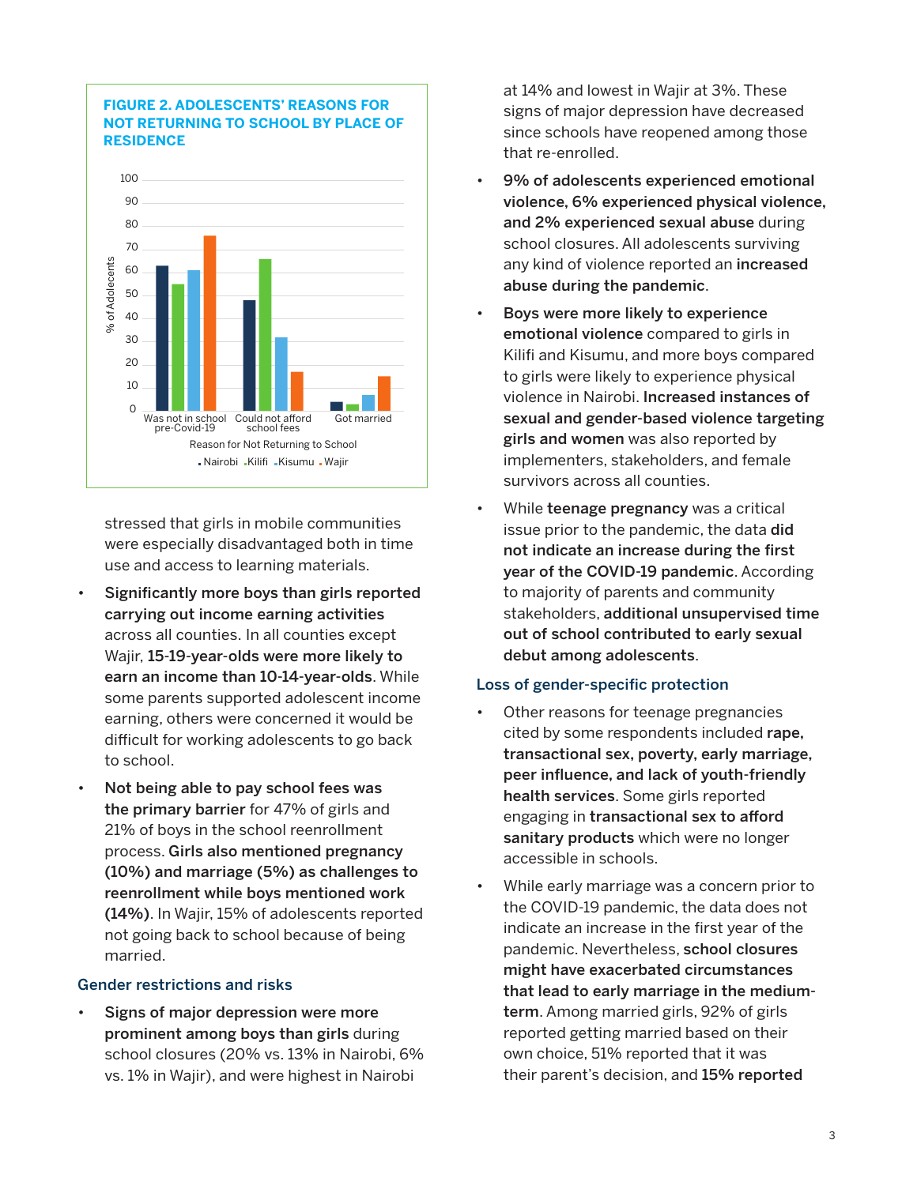**FIGURE 2. ADOLESCENTS' REASONS FOR NOT RETURNING TO SCHOOL BY PLACE OF RESIDENCE**

stressed that girls in mobile communities were especially disadvantaged both in time use and access to learning materials.

- **Significantly more boys than girls reported carrying out income earning activities** across all counties. In all counties except Wajir, **15-19-year-olds were more likely to earn an income than 10-14-year-olds**. While some parents supported adolescent income earning, others were concerned it would be difficult for working adolescents to go back to school.
- **Not being able to pay school fees was the primary barrier** for 47% of girls and 21% of boys in the school reenrollment process. **Girls also mentioned pregnancy (10%) and marriage (5%) as challenges to reenrollment while boys mentioned work (14%)**. In Wajir, 15% of adolescents reported not going back to school because of being married.

### Gender restrictions and risks

- **Signs of major depression were more prominent among boys than girls** during school closures (20% vs. 13% in Nairobi, 6% vs. 1% in Wajir), and were highest in Nairobi at 14% and lowest in Wajir at 3%. These signs of major depression have decreased since schools have reopened among those that re-enrolled.
- **9% of adolescents experienced emotional violence, 6% experienced physical violence, and 2% experienced sexual abuse** during school closures. All adolescents surviving any kind of violence reported an **increased abuse during the pandemic**.
- **Boys were more likely to experience emotional violence** compared to girls in Kilifi and Kisumu, and more boys compared to girls were likely to experience physical violence in Nairobi. **Increased instances of sexual and gender-based violence targeting girls and women** was also reported by implementers, stakeholders, and female survivors across all counties.
- While **teenage pregnancy** was a critical issue prior to the pandemic, the data **did not indicate an increase during the first year of the COVID-19 pandemic**. According to majority of parents and community stakeholders, **additional unsupervised time out of school contributed to early sexual debut among adolescents**.

### Loss of gender-specific protection

- Other reasons for teenage pregnancies cited by some respondents included **rape, transactional sex, poverty, early marriage, peer influence, and lack of youth-friendly health services**. Some girls reported engaging in **transactional sex to afford sanitary products** which were no longer accessible in schools.
- While early marriage was a concern prior to the COVID-19 pandemic, the data does not indicate an increase in the first year of the pandemic. Nevertheless, **school closures might have exacerbated circumstances that lead to early marriage in the medium-term**. Among married girls, 92% of girls reported getting married based on their own choice, 51% reported that it was their parent's decision, and **15% reported**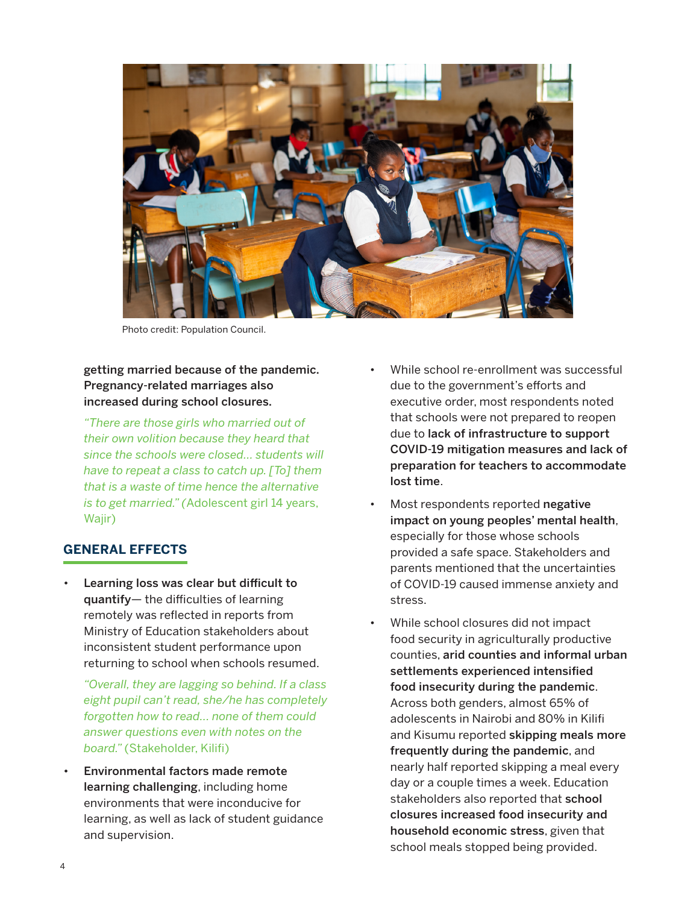Photo credit: Population Council.

**getting married because of the pandemic. Pregnancy-related marriages also increased during school closures.**

*"There are those girls who married out of their own volition because they heard that since the schools were closed... students will have to repeat a class to catch up. [To] them that is a waste of time hence the alternative is to get married."* (Adolescent girl 14 years, Wajir)

## GENERAL EFFECTS

- **Learning loss was clear but difficult to quantify**— the difficulties of learning remotely was reflected in reports from Ministry of Education stakeholders about inconsistent student performance upon returning to school when schools resumed.

  *"Overall, they are lagging so behind. If a class eight pupil can't read, she/he has completely forgotten how to read... none of them could answer questions even with notes on the board."* (Stakeholder, Kilifi)

- **Environmental factors made remote learning challenging**, including home environments that were inconducive for learning, as well as lack of student guidance and supervision.

- While school re-enrollment was successful due to the government's efforts and executive order, most respondents noted that schools were not prepared to reopen due to **lack of infrastructure to support COVID-19 mitigation measures and lack of preparation for teachers to accommodate lost time**.

- Most respondents reported **negative impact on young peoples' mental health**, especially for those whose schools provided a safe space. Stakeholders and parents mentioned that the uncertainties of COVID-19 caused immense anxiety and stress.

- While school closures did not impact food security in agriculturally productive counties, **arid counties and informal urban settlements experienced intensified food insecurity during the pandemic**. Across both genders, almost 65% of adolescents in Nairobi and 80% in Kilifi and Kisumu reported **skipping meals more frequently during the pandemic**, and nearly half reported skipping a meal every day or a couple times a week. Education stakeholders also reported that **school closures increased food insecurity and household economic stress**, given that school meals stopped being provided.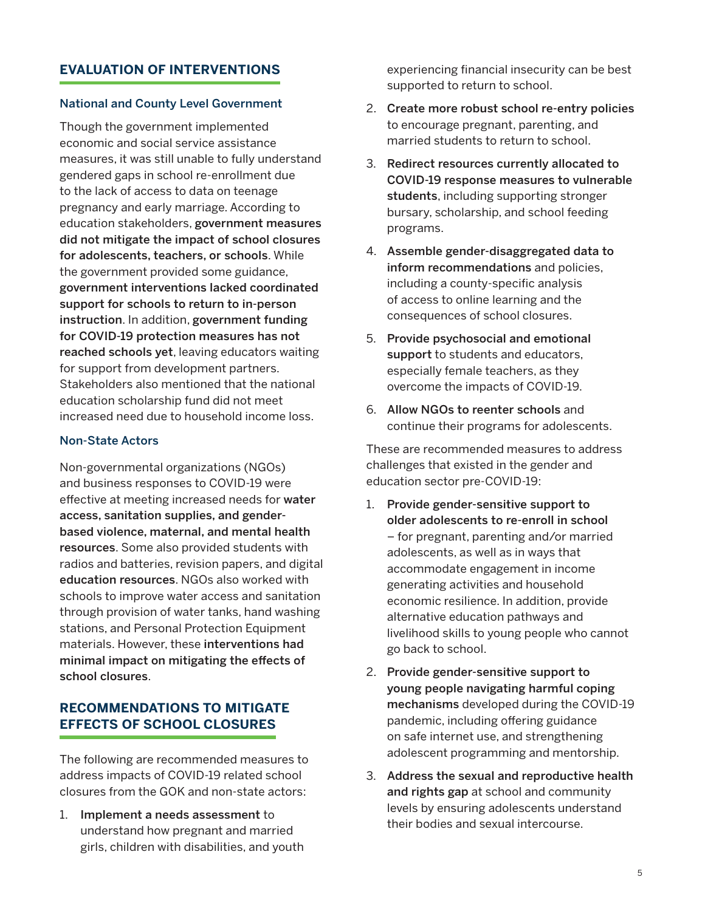## EVALUATION OF INTERVENTIONS

### National and County Level Government

Though the government implemented economic and social service assistance measures, it was still unable to fully understand gendered gaps in school re-enrollment due to the lack of access to data on teenage pregnancy and early marriage. According to education stakeholders, **government measures did not mitigate the impact of school closures for adolescents, teachers, or schools**. While the government provided some guidance, **government interventions lacked coordinated support for schools to return to in-person instruction**. In addition, **government funding for COVID-19 protection measures has not reached schools yet**, leaving educators waiting for support from development partners. Stakeholders also mentioned that the national education scholarship fund did not meet increased need due to household income loss.

### Non-State Actors

Non-governmental organizations (NGOs) and business responses to COVID-19 were effective at meeting increased needs for **water access, sanitation supplies, and gender-based violence, maternal, and mental health resources**. Some also provided students with radios and batteries, revision papers, and digital **education resources**. NGOs also worked with schools to improve water access and sanitation through provision of water tanks, hand washing stations, and Personal Protection Equipment materials. However, these **interventions had minimal impact on mitigating the effects of school closures**.

## RECOMMENDATIONS TO MITIGATE EFFECTS OF SCHOOL CLOSURES

The following are recommended measures to address impacts of COVID-19 related school closures from the GOK and non-state actors:

1. **Implement a needs assessment** to understand how pregnant and married girls, children with disabilities, and youth experiencing financial insecurity can be best supported to return to school.
2. **Create more robust school re-entry policies** to encourage pregnant, parenting, and married students to return to school.
3. **Redirect resources currently allocated to COVID-19 response measures to vulnerable students**, including supporting stronger bursary, scholarship, and school feeding programs.
4. **Assemble gender-disaggregated data to inform recommendations** and policies, including a county-specific analysis of access to online learning and the consequences of school closures.
5. **Provide psychosocial and emotional support** to students and educators, especially female teachers, as they overcome the impacts of COVID-19.
6. **Allow NGOs to reenter schools** and continue their programs for adolescents.

These are recommended measures to address challenges that existed in the gender and education sector pre-COVID-19:

1. **Provide gender-sensitive support to older adolescents to re-enroll in school** – for pregnant, parenting and/or married adolescents, as well as in ways that accommodate engagement in income generating activities and household economic resilience. In addition, provide alternative education pathways and livelihood skills to young people who cannot go back to school.
2. **Provide gender-sensitive support to young people navigating harmful coping mechanisms** developed during the COVID-19 pandemic, including offering guidance on safe internet use, and strengthening adolescent programming and mentorship.
3. **Address the sexual and reproductive health and rights gap** at school and community levels by ensuring adolescents understand their bodies and sexual intercourse.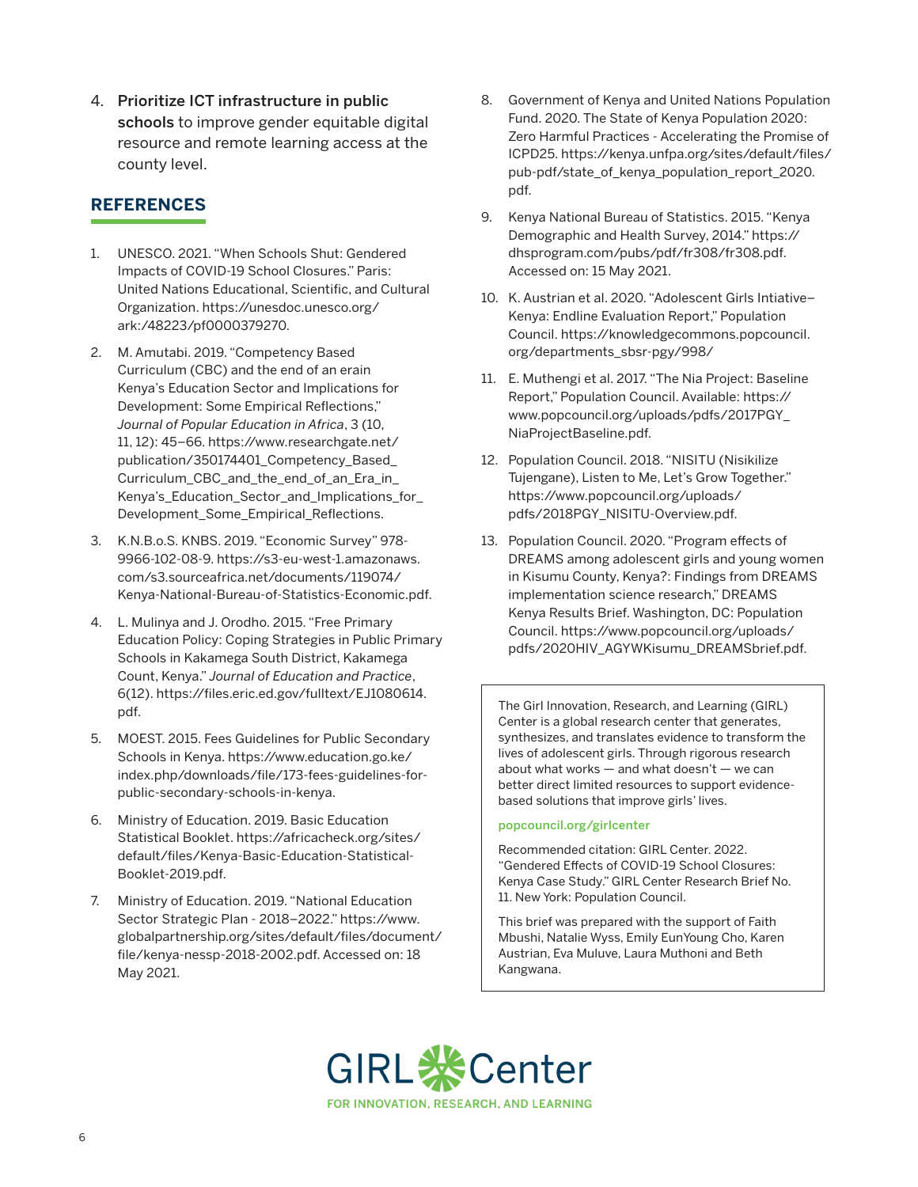4. **Prioritize ICT infrastructure in public schools** to improve gender equitable digital resource and remote learning access at the county level.

## REFERENCES

1. UNESCO. 2021. "When Schools Shut: Gendered Impacts of COVID-19 School Closures." Paris: United Nations Educational, Scientific, and Cultural Organization. https://unesdoc.unesco.org/ark:/48223/pf0000379270.
2. M. Amutabi. 2019. "Competency Based Curriculum (CBC) and the end of an erain Kenya's Education Sector and Implications for Development: Some Empirical Reflections," *Journal of Popular Education in Africa*, 3 (10, 11, 12): 45–66. https://www.researchgate.net/publication/350174401_Competency_Based_Curriculum_CBC_and_the_end_of_an_Era_in_Kenya's_Education_Sector_and_Implications_for_Development_Some_Empirical_Reflections.
3. K.N.B.o.S. KNBS. 2019. "Economic Survey" 978-9966-102-08-9. https://s3-eu-west-1.amazonaws.com/s3.sourceafrica.net/documents/119074/Kenya-National-Bureau-of-Statistics-Economic.pdf.
4. L. Mulinya and J. Orodho. 2015. "Free Primary Education Policy: Coping Strategies in Public Primary Schools in Kakamega South District, Kakamega Count, Kenya." *Journal of Education and Practice*, 6(12). https://files.eric.ed.gov/fulltext/EJ1080614.pdf.
5. MOEST. 2015. Fees Guidelines for Public Secondary Schools in Kenya. https://www.education.go.ke/index.php/downloads/file/173-fees-guidelines-for-public-secondary-schools-in-kenya.
6. Ministry of Education. 2019. Basic Education Statistical Booklet. https://africacheck.org/sites/default/files/Kenya-Basic-Education-Statistical-Booklet-2019.pdf.
7. Ministry of Education. 2019. "National Education Sector Strategic Plan - 2018–2022." https://www.globalpartnership.org/sites/default/files/document/file/kenya-nessp-2018-2002.pdf. Accessed on: 18 May 2021.
8. Government of Kenya and United Nations Population Fund. 2020. The State of Kenya Population 2020: Zero Harmful Practices - Accelerating the Promise of ICPD25. https://kenya.unfpa.org/sites/default/files/pub-pdf/state_of_kenya_population_report_2020.pdf.
9. Kenya National Bureau of Statistics. 2015. "Kenya Demographic and Health Survey, 2014." https://dhsprogram.com/pubs/pdf/fr308/fr308.pdf. Accessed on: 15 May 2021.
10. K. Austrian et al. 2020. "Adolescent Girls Intiative–Kenya: Endline Evaluation Report," Population Council. https://knowledgecommons.popcouncil.org/departments_sbsr-pgy/998/
11. E. Muthengi et al. 2017. "The Nia Project: Baseline Report," Population Council. Available: https://www.popcouncil.org/uploads/pdfs/2017PGY_NiaProjectBaseline.pdf.
12. Population Council. 2018. "NISITU (Nisikilize Tujengane), Listen to Me, Let's Grow Together." https://www.popcouncil.org/uploads/pdfs/2018PGY_NISITU-Overview.pdf.
13. Population Council. 2020. "Program effects of DREAMS among adolescent girls and young women in Kisumu County, Kenya?: Findings from DREAMS implementation science research," DREAMS Kenya Results Brief. Washington, DC: Population Council. https://www.popcouncil.org/uploads/pdfs/2020HIV_AGYWKisumu_DREAMSbrief.pdf.

The Girl Innovation, Research, and Learning (GIRL) Center is a global research center that generates, synthesizes, and translates evidence to transform the lives of adolescent girls. Through rigorous research about what works — and what doesn't — we can better direct limited resources to support evidence-based solutions that improve girls' lives.

**popcouncil.org/girlcenter**

Recommended citation: GIRL Center. 2022. "Gendered Effects of COVID-19 School Closures: Kenya Case Study." GIRL Center Research Brief No. 11. New York: Population Council.

This brief was prepared with the support of Faith Mbushi, Natalie Wyss, Emily EunYoung Cho, Karen Austrian, Eva Muluve, Laura Muthoni and Beth Kangwana.

GIRL Center
FOR INNOVATION, RESEARCH, AND LEARNING